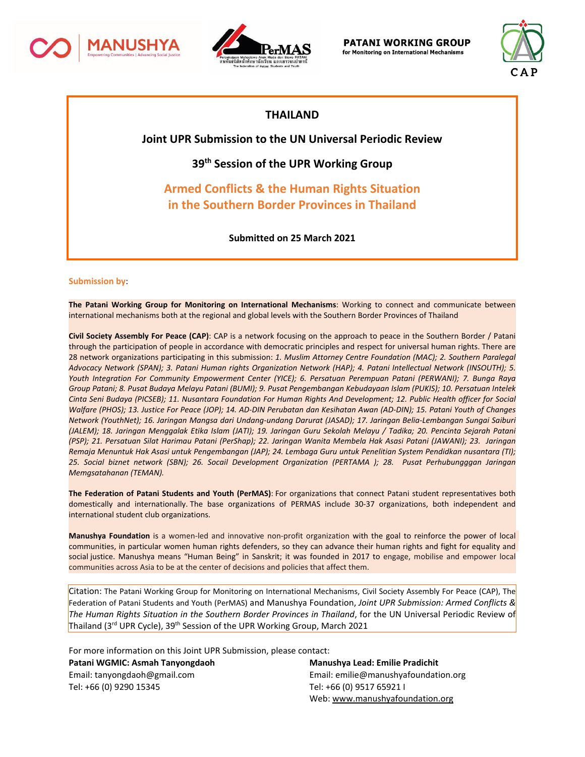MANUSHYA
Empowering Communities | Advancing Social Justice

PerMAS

**PATANI WORKING GROUP**
for Monitoring on International Mechanisms

CAP

# THAILAND

## Joint UPR Submission to the UN Universal Periodic Review

## 39th Session of the UPR Working Group

## Armed Conflicts & the Human Rights Situation in the Southern Border Provinces in Thailand

**Submitted on 25 March 2021**

**Submission by**:

**The Patani Working Group for Monitoring on International Mechanisms**: Working to connect and communicate between international mechanisms both at the regional and global levels with the Southern Border Provinces of Thailand

**Civil Society Assembly For Peace (CAP)**: CAP is a network focusing on the approach to peace in the Southern Border / Patani through the participation of people in accordance with democratic principles and respect for universal human rights. There are 28 network organizations participating in this submission: *1. Muslim Attorney Centre Foundation (MAC); 2. Southern Paralegal Advocacy Network (SPAN); 3. Patani Human rights Organization Network (HAP); 4. Patani Intellectual Network (INSOUTH); 5. Youth Integration For Community Empowerment Center (YICE); 6. Persatuan Perempuan Patani (PERWANI); 7. Bunga Raya Group Patani; 8. Pusat Budaya Melayu Patani (BUMI); 9. Pusat Pengembangan Kebudayaan Islam (PUKIS); 10. Persatuan Intelek Cinta Seni Budaya (PICSEB); 11. Nusantara Foundation For Human Rights And Development; 12. Public Health officer for Social Walfare (PHOS); 13. Justice For Peace (JOP); 14. AD-DIN Perubatan dan Kesihatan Awan (AD-DIN); 15. Patani Youth of Changes Network (YouthNet); 16. Jaringan Mangsa dari Undang-undang Darurat (JASAD); 17. Jaringan Belia-Lembangan Sungai Saiburi (JALEM); 18. Jaringan Menggalak Etika Islam (JATI); 19. Jaringan Guru Sekolah Melayu / Tadika; 20. Pencinta Sejarah Patani (PSP); 21. Persatuan Silat Harimau Patani (PerShap); 22. Jaringan Wanita Membela Hak Asasi Patani (JAWANI); 23. Jaringan Remaja Menuntuk Hak Asasi untuk Pengembangan (JAP); 24. Lembaga Guru untuk Penelitian System Pendidkan nusantara (TI); 25. Social biznet network (SBN); 26. Socail Development Organization (PERTAMA ); 28. Pusat Perhubungggan Jaringan Memgsatahanan (TEMAN).*

**The Federation of Patani Students and Youth (PerMAS)**: For organizations that connect Patani student representatives both domestically and internationally. The base organizations of PERMAS include 30-37 organizations, both independent and international student club organizations.

**Manushya Foundation** is a women-led and innovative non-profit organization with the goal to reinforce the power of local communities, in particular women human rights defenders, so they can advance their human rights and fight for equality and social justice. Manushya means "Human Being" in Sanskrit; it was founded in 2017 to engage, mobilise and empower local communities across Asia to be at the center of decisions and policies that affect them.

Citation: The Patani Working Group for Monitoring on International Mechanisms, Civil Society Assembly For Peace (CAP), The Federation of Patani Students and Youth (PerMAS) and Manushya Foundation, *Joint UPR Submission: Armed Conflicts & The Human Rights Situation in the Southern Border Provinces in Thailand*, for the UN Universal Periodic Review of Thailand (3rd UPR Cycle), 39th Session of the UPR Working Group, March 2021

For more information on this Joint UPR Submission, please contact:

**Patani WGMIC: Asmah Tanyongdaoh**
Email: tanyongdaoh@gmail.com
Tel: +66 (0) 9290 15345

**Manushya Lead: Emilie Pradichit**
Email: emilie@manushyafoundation.org
Tel: +66 (0) 9517 65921 I
Web: www.manushyafoundation.org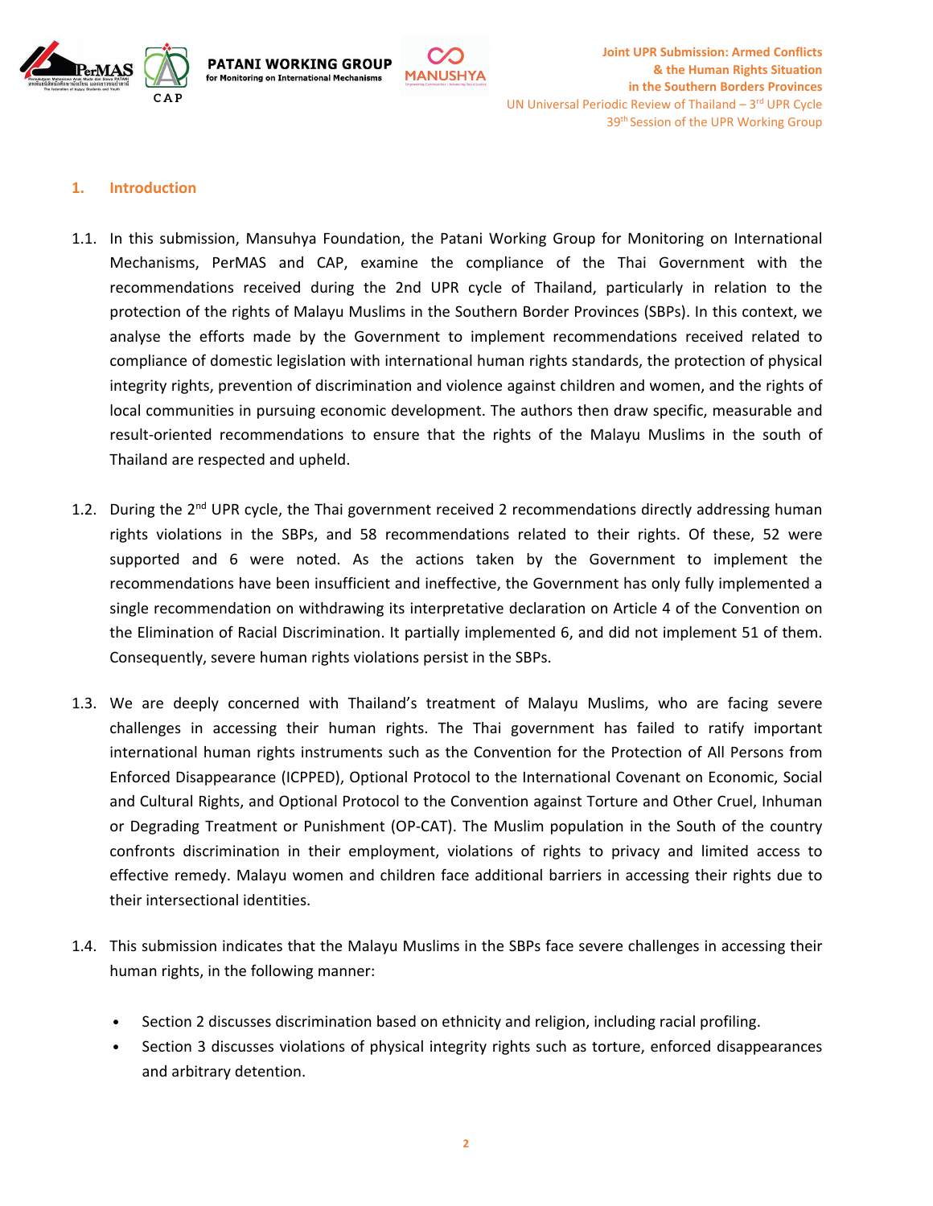## 1. Introduction

1.1. In this submission, Mansuhya Foundation, the Patani Working Group for Monitoring on International Mechanisms, PerMAS and CAP, examine the compliance of the Thai Government with the recommendations received during the 2nd UPR cycle of Thailand, particularly in relation to the protection of the rights of Malayu Muslims in the Southern Border Provinces (SBPs). In this context, we analyse the efforts made by the Government to implement recommendations received related to compliance of domestic legislation with international human rights standards, the protection of physical integrity rights, prevention of discrimination and violence against children and women, and the rights of local communities in pursuing economic development. The authors then draw specific, measurable and result-oriented recommendations to ensure that the rights of the Malayu Muslims in the south of Thailand are respected and upheld.

1.2. During the 2nd UPR cycle, the Thai government received 2 recommendations directly addressing human rights violations in the SBPs, and 58 recommendations related to their rights. Of these, 52 were supported and 6 were noted. As the actions taken by the Government to implement the recommendations have been insufficient and ineffective, the Government has only fully implemented a single recommendation on withdrawing its interpretative declaration on Article 4 of the Convention on the Elimination of Racial Discrimination. It partially implemented 6, and did not implement 51 of them. Consequently, severe human rights violations persist in the SBPs.

1.3. We are deeply concerned with Thailand's treatment of Malayu Muslims, who are facing severe challenges in accessing their human rights. The Thai government has failed to ratify important international human rights instruments such as the Convention for the Protection of All Persons from Enforced Disappearance (ICPPED), Optional Protocol to the International Covenant on Economic, Social and Cultural Rights, and Optional Protocol to the Convention against Torture and Other Cruel, Inhuman or Degrading Treatment or Punishment (OP-CAT). The Muslim population in the South of the country confronts discrimination in their employment, violations of rights to privacy and limited access to effective remedy. Malayu women and children face additional barriers in accessing their rights due to their intersectional identities.

1.4. This submission indicates that the Malayu Muslims in the SBPs face severe challenges in accessing their human rights, in the following manner:

- Section 2 discusses discrimination based on ethnicity and religion, including racial profiling.
- Section 3 discusses violations of physical integrity rights such as torture, enforced disappearances and arbitrary detention.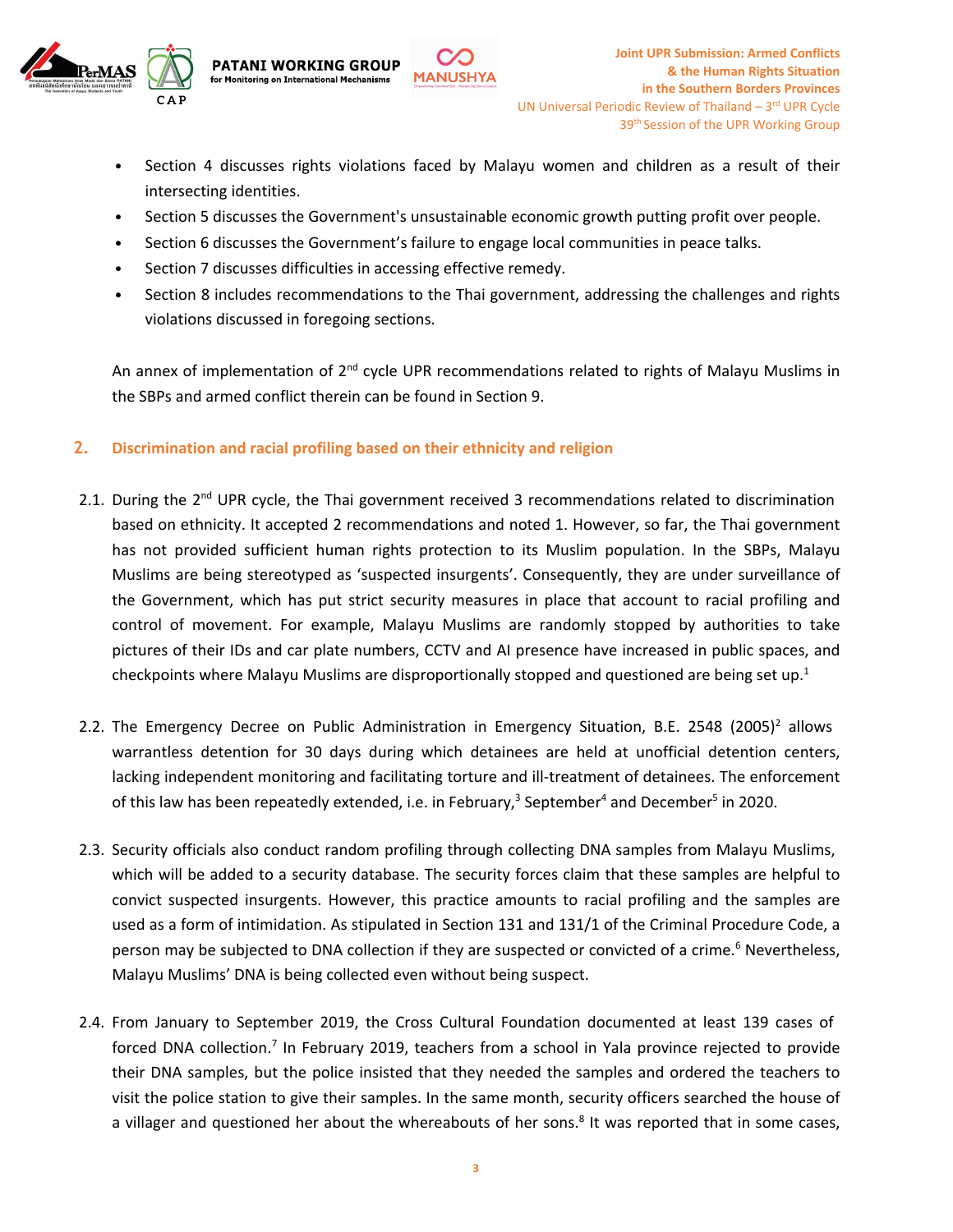- Section 4 discusses rights violations faced by Malayu women and children as a result of their intersecting identities.
- Section 5 discusses the Government's unsustainable economic growth putting profit over people.
- Section 6 discusses the Government's failure to engage local communities in peace talks.
- Section 7 discusses difficulties in accessing effective remedy.
- Section 8 includes recommendations to the Thai government, addressing the challenges and rights violations discussed in foregoing sections.

An annex of implementation of 2nd cycle UPR recommendations related to rights of Malayu Muslims in the SBPs and armed conflict therein can be found in Section 9.

## 2. Discrimination and racial profiling based on their ethnicity and religion

2.1. During the 2nd UPR cycle, the Thai government received 3 recommendations related to discrimination based on ethnicity. It accepted 2 recommendations and noted 1. However, so far, the Thai government has not provided sufficient human rights protection to its Muslim population. In the SBPs, Malayu Muslims are being stereotyped as 'suspected insurgents'. Consequently, they are under surveillance of the Government, which has put strict security measures in place that account to racial profiling and control of movement. For example, Malayu Muslims are randomly stopped by authorities to take pictures of their IDs and car plate numbers, CCTV and AI presence have increased in public spaces, and checkpoints where Malayu Muslims are disproportionally stopped and questioned are being set up.[1]

2.2. The Emergency Decree on Public Administration in Emergency Situation, B.E. 2548 (2005)[2] allows warrantless detention for 30 days during which detainees are held at unofficial detention centers, lacking independent monitoring and facilitating torture and ill-treatment of detainees. The enforcement of this law has been repeatedly extended, i.e. in February,[3] September[4] and December[5] in 2020.

2.3. Security officials also conduct random profiling through collecting DNA samples from Malayu Muslims, which will be added to a security database. The security forces claim that these samples are helpful to convict suspected insurgents. However, this practice amounts to racial profiling and the samples are used as a form of intimidation. As stipulated in Section 131 and 131/1 of the Criminal Procedure Code, a person may be subjected to DNA collection if they are suspected or convicted of a crime.[6] Nevertheless, Malayu Muslims' DNA is being collected even without being suspect.

2.4. From January to September 2019, the Cross Cultural Foundation documented at least 139 cases of forced DNA collection.[7] In February 2019, teachers from a school in Yala province rejected to provide their DNA samples, but the police insisted that they needed the samples and ordered the teachers to visit the police station to give their samples. In the same month, security officers searched the house of a villager and questioned her about the whereabouts of her sons.[8] It was reported that in some cases,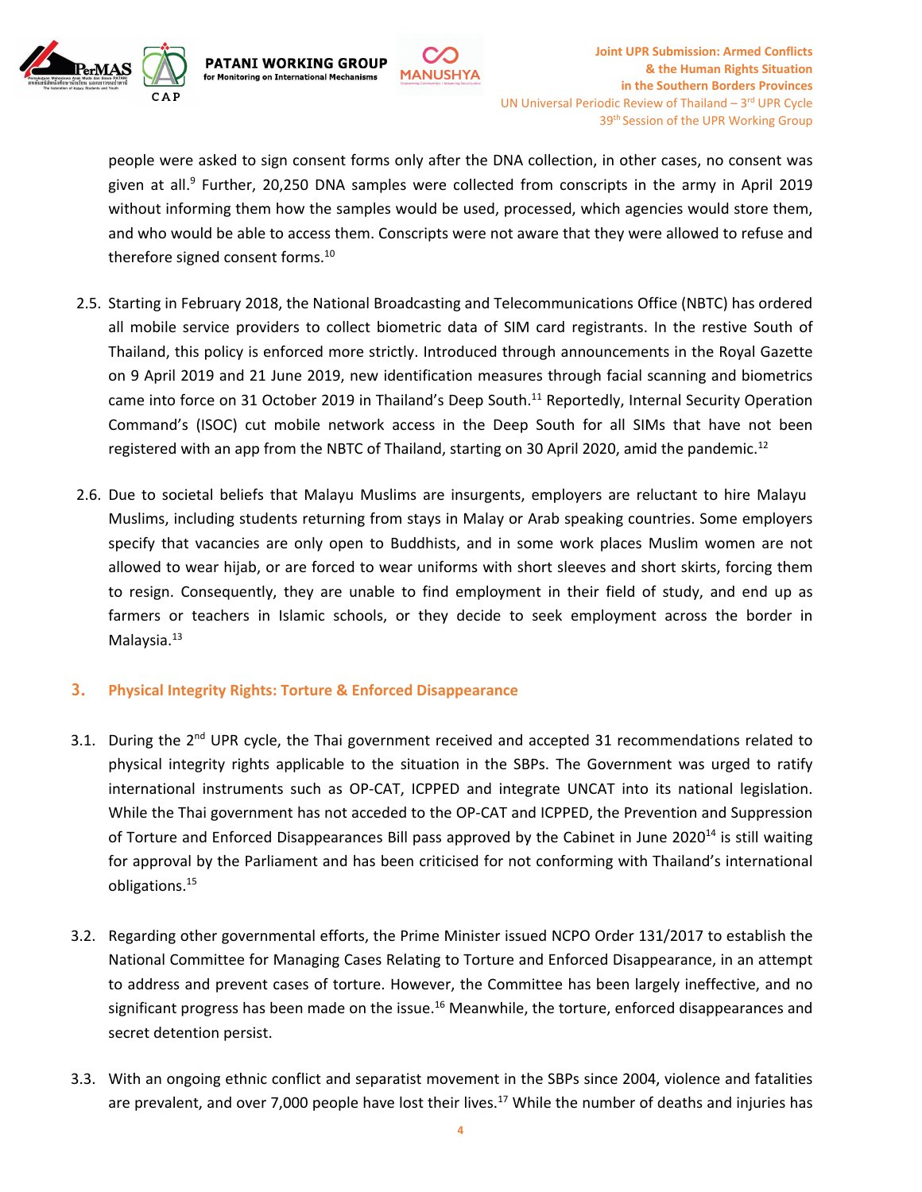people were asked to sign consent forms only after the DNA collection, in other cases, no consent was given at all.[9] Further, 20,250 DNA samples were collected from conscripts in the army in April 2019 without informing them how the samples would be used, processed, which agencies would store them, and who would be able to access them. Conscripts were not aware that they were allowed to refuse and therefore signed consent forms.[10]

2.5. Starting in February 2018, the National Broadcasting and Telecommunications Office (NBTC) has ordered all mobile service providers to collect biometric data of SIM card registrants. In the restive South of Thailand, this policy is enforced more strictly. Introduced through announcements in the Royal Gazette on 9 April 2019 and 21 June 2019, new identification measures through facial scanning and biometrics came into force on 31 October 2019 in Thailand's Deep South.[11] Reportedly, Internal Security Operation Command's (ISOC) cut mobile network access in the Deep South for all SIMs that have not been registered with an app from the NBTC of Thailand, starting on 30 April 2020, amid the pandemic.[12]

2.6. Due to societal beliefs that Malayu Muslims are insurgents, employers are reluctant to hire Malayu Muslims, including students returning from stays in Malay or Arab speaking countries. Some employers specify that vacancies are only open to Buddhists, and in some work places Muslim women are not allowed to wear hijab, or are forced to wear uniforms with short sleeves and short skirts, forcing them to resign. Consequently, they are unable to find employment in their field of study, and end up as farmers or teachers in Islamic schools, or they decide to seek employment across the border in Malaysia.[13]

## 3. Physical Integrity Rights: Torture & Enforced Disappearance

3.1. During the 2nd UPR cycle, the Thai government received and accepted 31 recommendations related to physical integrity rights applicable to the situation in the SBPs. The Government was urged to ratify international instruments such as OP-CAT, ICPPED and integrate UNCAT into its national legislation. While the Thai government has not acceded to the OP-CAT and ICPPED, the Prevention and Suppression of Torture and Enforced Disappearances Bill pass approved by the Cabinet in June 2020[14] is still waiting for approval by the Parliament and has been criticised for not conforming with Thailand's international obligations.[15]

3.2. Regarding other governmental efforts, the Prime Minister issued NCPO Order 131/2017 to establish the National Committee for Managing Cases Relating to Torture and Enforced Disappearance, in an attempt to address and prevent cases of torture. However, the Committee has been largely ineffective, and no significant progress has been made on the issue.[16] Meanwhile, the torture, enforced disappearances and secret detention persist.

3.3. With an ongoing ethnic conflict and separatist movement in the SBPs since 2004, violence and fatalities are prevalent, and over 7,000 people have lost their lives.[17] While the number of deaths and injuries has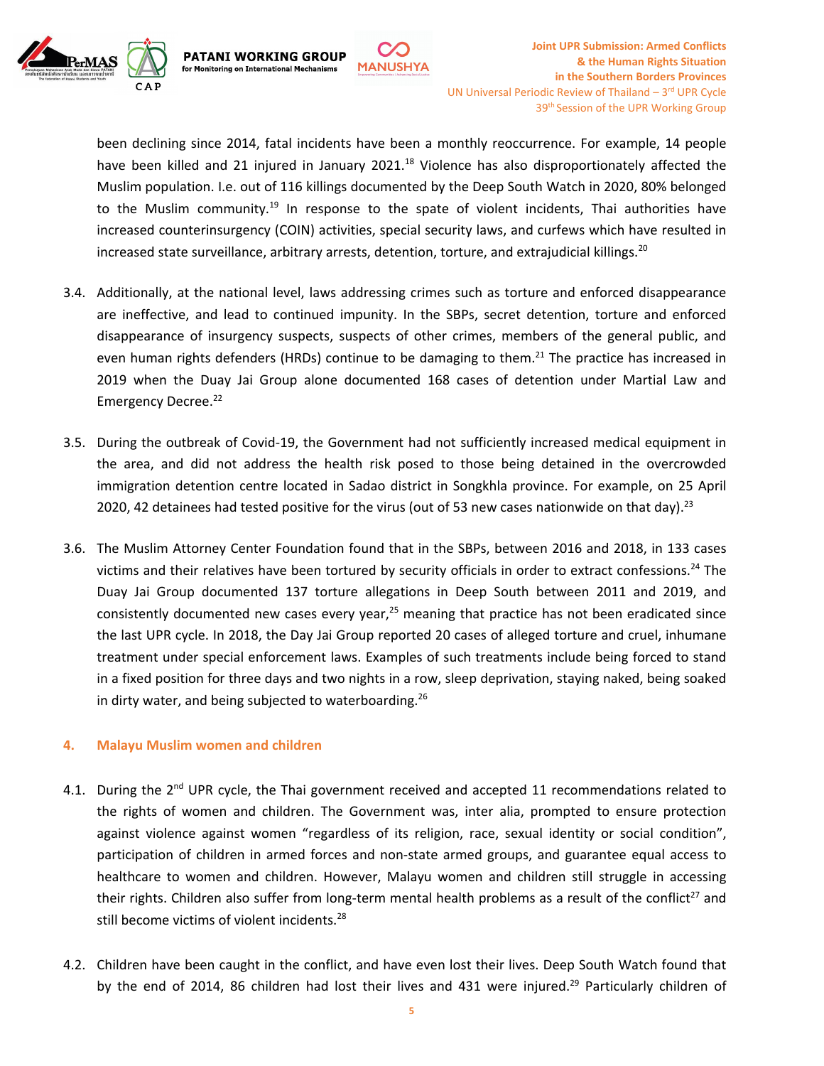been declining since 2014, fatal incidents have been a monthly reoccurrence. For example, 14 people have been killed and 21 injured in January 2021.[18] Violence has also disproportionately affected the Muslim population. I.e. out of 116 killings documented by the Deep South Watch in 2020, 80% belonged to the Muslim community.[19] In response to the spate of violent incidents, Thai authorities have increased counterinsurgency (COIN) activities, special security laws, and curfews which have resulted in increased state surveillance, arbitrary arrests, detention, torture, and extrajudicial killings.[20]

3.4. Additionally, at the national level, laws addressing crimes such as torture and enforced disappearance are ineffective, and lead to continued impunity. In the SBPs, secret detention, torture and enforced disappearance of insurgency suspects, suspects of other crimes, members of the general public, and even human rights defenders (HRDs) continue to be damaging to them.[21] The practice has increased in 2019 when the Duay Jai Group alone documented 168 cases of detention under Martial Law and Emergency Decree.[22]

3.5. During the outbreak of Covid-19, the Government had not sufficiently increased medical equipment in the area, and did not address the health risk posed to those being detained in the overcrowded immigration detention centre located in Sadao district in Songkhla province. For example, on 25 April 2020, 42 detainees had tested positive for the virus (out of 53 new cases nationwide on that day).[23]

3.6. The Muslim Attorney Center Foundation found that in the SBPs, between 2016 and 2018, in 133 cases victims and their relatives have been tortured by security officials in order to extract confessions.[24] The Duay Jai Group documented 137 torture allegations in Deep South between 2011 and 2019, and consistently documented new cases every year,[25] meaning that practice has not been eradicated since the last UPR cycle. In 2018, the Day Jai Group reported 20 cases of alleged torture and cruel, inhumane treatment under special enforcement laws. Examples of such treatments include being forced to stand in a fixed position for three days and two nights in a row, sleep deprivation, staying naked, being soaked in dirty water, and being subjected to waterboarding.[26]

## 4. Malayu Muslim women and children

4.1. During the 2nd UPR cycle, the Thai government received and accepted 11 recommendations related to the rights of women and children. The Government was, inter alia, prompted to ensure protection against violence against women "regardless of its religion, race, sexual identity or social condition", participation of children in armed forces and non-state armed groups, and guarantee equal access to healthcare to women and children. However, Malayu women and children still struggle in accessing their rights. Children also suffer from long-term mental health problems as a result of the conflict[27] and still become victims of violent incidents.[28]

4.2. Children have been caught in the conflict, and have even lost their lives. Deep South Watch found that by the end of 2014, 86 children had lost their lives and 431 were injured.[29] Particularly children of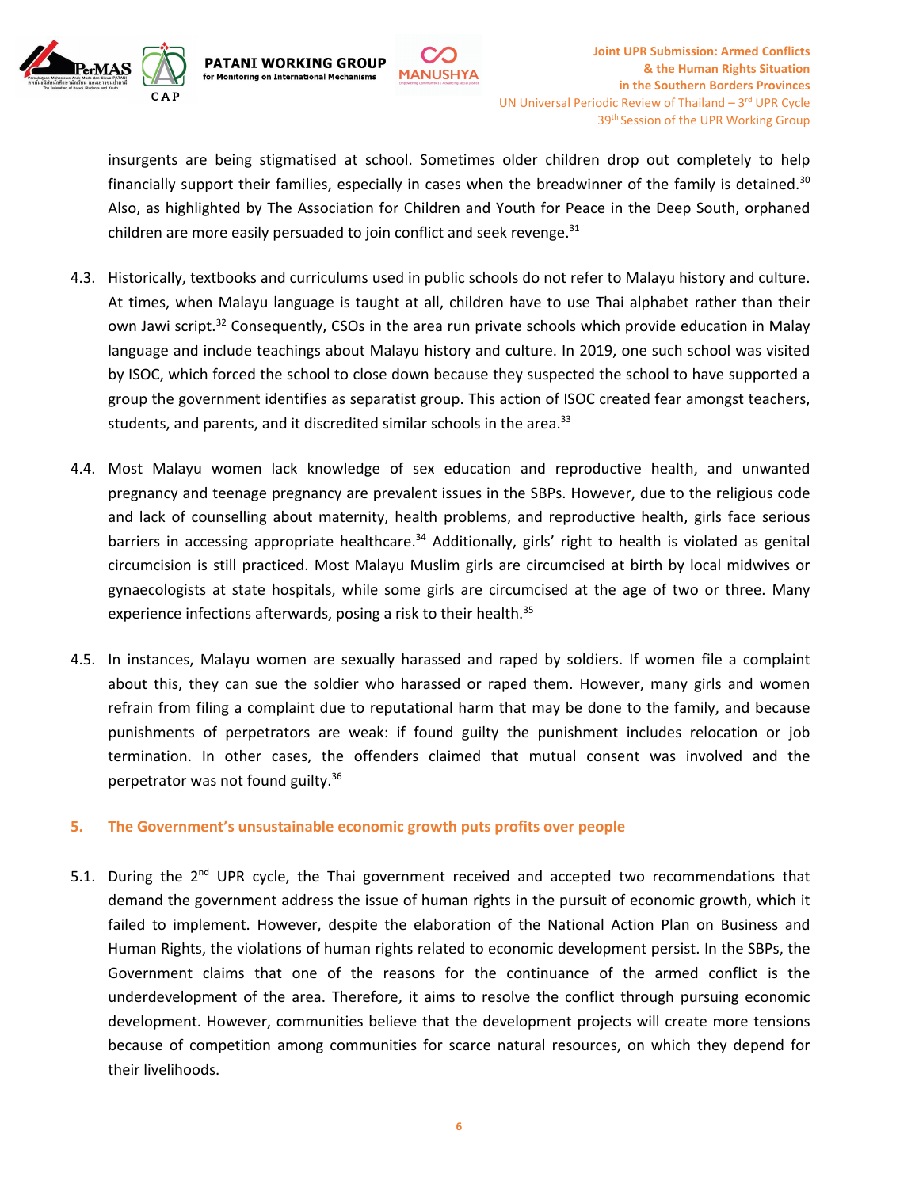insurgents are being stigmatised at school. Sometimes older children drop out completely to help financially support their families, especially in cases when the breadwinner of the family is detained.[30] Also, as highlighted by The Association for Children and Youth for Peace in the Deep South, orphaned children are more easily persuaded to join conflict and seek revenge.[31]

4.3. Historically, textbooks and curriculums used in public schools do not refer to Malayu history and culture. At times, when Malayu language is taught at all, children have to use Thai alphabet rather than their own Jawi script.[32] Consequently, CSOs in the area run private schools which provide education in Malay language and include teachings about Malayu history and culture. In 2019, one such school was visited by ISOC, which forced the school to close down because they suspected the school to have supported a group the government identifies as separatist group. This action of ISOC created fear amongst teachers, students, and parents, and it discredited similar schools in the area.[33]

4.4. Most Malayu women lack knowledge of sex education and reproductive health, and unwanted pregnancy and teenage pregnancy are prevalent issues in the SBPs. However, due to the religious code and lack of counselling about maternity, health problems, and reproductive health, girls face serious barriers in accessing appropriate healthcare.[34] Additionally, girls' right to health is violated as genital circumcision is still practiced. Most Malayu Muslim girls are circumcised at birth by local midwives or gynaecologists at state hospitals, while some girls are circumcised at the age of two or three. Many experience infections afterwards, posing a risk to their health.[35]

4.5. In instances, Malayu women are sexually harassed and raped by soldiers. If women file a complaint about this, they can sue the soldier who harassed or raped them. However, many girls and women refrain from filing a complaint due to reputational harm that may be done to the family, and because punishments of perpetrators are weak: if found guilty the punishment includes relocation or job termination. In other cases, the offenders claimed that mutual consent was involved and the perpetrator was not found guilty.[36]

## 5. The Government's unsustainable economic growth puts profits over people

5.1. During the 2nd UPR cycle, the Thai government received and accepted two recommendations that demand the government address the issue of human rights in the pursuit of economic growth, which it failed to implement. However, despite the elaboration of the National Action Plan on Business and Human Rights, the violations of human rights related to economic development persist. In the SBPs, the Government claims that one of the reasons for the continuance of the armed conflict is the underdevelopment of the area. Therefore, it aims to resolve the conflict through pursuing economic development. However, communities believe that the development projects will create more tensions because of competition among communities for scarce natural resources, on which they depend for their livelihoods.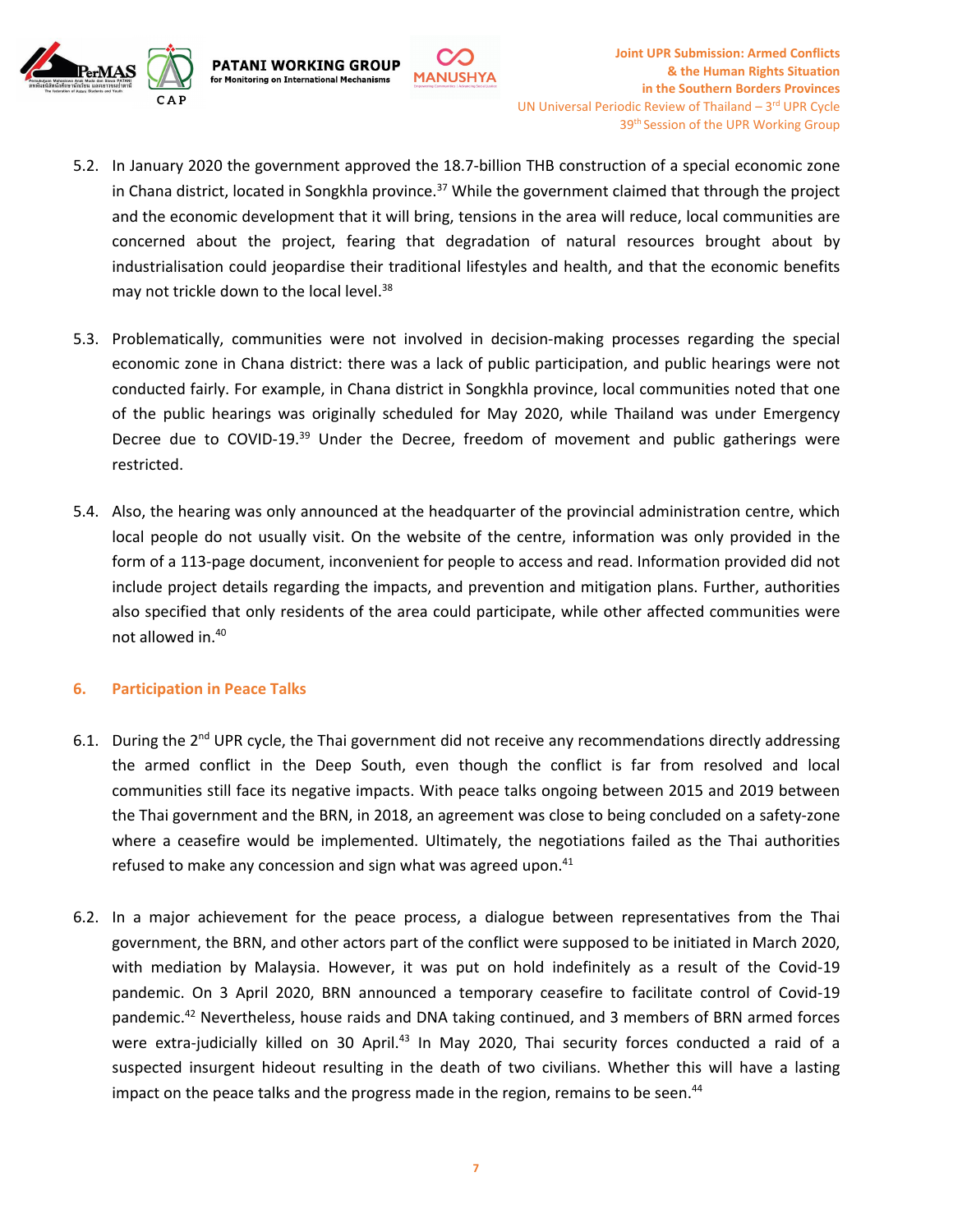5.2. In January 2020 the government approved the 18.7-billion THB construction of a special economic zone in Chana district, located in Songkhla province.[37] While the government claimed that through the project and the economic development that it will bring, tensions in the area will reduce, local communities are concerned about the project, fearing that degradation of natural resources brought about by industrialisation could jeopardise their traditional lifestyles and health, and that the economic benefits may not trickle down to the local level.[38]

5.3. Problematically, communities were not involved in decision-making processes regarding the special economic zone in Chana district: there was a lack of public participation, and public hearings were not conducted fairly. For example, in Chana district in Songkhla province, local communities noted that one of the public hearings was originally scheduled for May 2020, while Thailand was under Emergency Decree due to COVID-19.[39] Under the Decree, freedom of movement and public gatherings were restricted.

5.4. Also, the hearing was only announced at the headquarter of the provincial administration centre, which local people do not usually visit. On the website of the centre, information was only provided in the form of a 113-page document, inconvenient for people to access and read. Information provided did not include project details regarding the impacts, and prevention and mitigation plans. Further, authorities also specified that only residents of the area could participate, while other affected communities were not allowed in.[40]

## 6. Participation in Peace Talks

6.1. During the 2nd UPR cycle, the Thai government did not receive any recommendations directly addressing the armed conflict in the Deep South, even though the conflict is far from resolved and local communities still face its negative impacts. With peace talks ongoing between 2015 and 2019 between the Thai government and the BRN, in 2018, an agreement was close to being concluded on a safety-zone where a ceasefire would be implemented. Ultimately, the negotiations failed as the Thai authorities refused to make any concession and sign what was agreed upon.[41]

6.2. In a major achievement for the peace process, a dialogue between representatives from the Thai government, the BRN, and other actors part of the conflict were supposed to be initiated in March 2020, with mediation by Malaysia. However, it was put on hold indefinitely as a result of the Covid-19 pandemic. On 3 April 2020, BRN announced a temporary ceasefire to facilitate control of Covid-19 pandemic.[42] Nevertheless, house raids and DNA taking continued, and 3 members of BRN armed forces were extra-judicially killed on 30 April.[43] In May 2020, Thai security forces conducted a raid of a suspected insurgent hideout resulting in the death of two civilians. Whether this will have a lasting impact on the peace talks and the progress made in the region, remains to be seen.[44]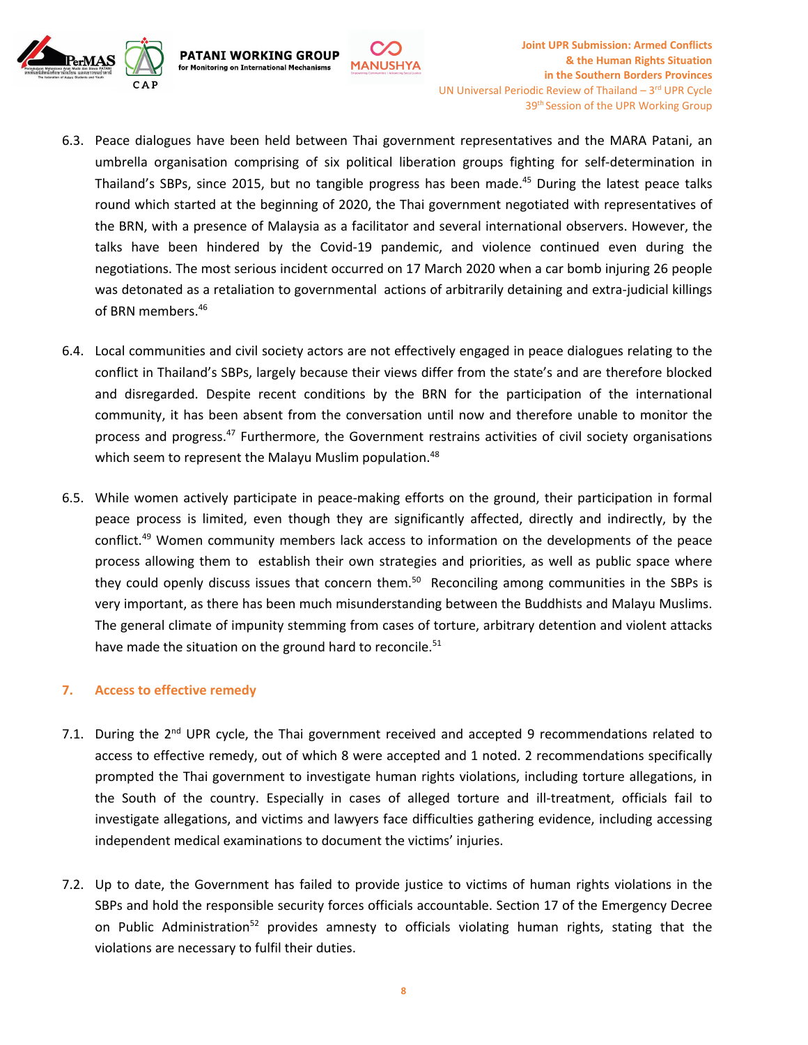6.3. Peace dialogues have been held between Thai government representatives and the MARA Patani, an umbrella organisation comprising of six political liberation groups fighting for self-determination in Thailand's SBPs, since 2015, but no tangible progress has been made.[45] During the latest peace talks round which started at the beginning of 2020, the Thai government negotiated with representatives of the BRN, with a presence of Malaysia as a facilitator and several international observers. However, the talks have been hindered by the Covid-19 pandemic, and violence continued even during the negotiations. The most serious incident occurred on 17 March 2020 when a car bomb injuring 26 people was detonated as a retaliation to governmental actions of arbitrarily detaining and extra-judicial killings of BRN members.[46]

6.4. Local communities and civil society actors are not effectively engaged in peace dialogues relating to the conflict in Thailand's SBPs, largely because their views differ from the state's and are therefore blocked and disregarded. Despite recent conditions by the BRN for the participation of the international community, it has been absent from the conversation until now and therefore unable to monitor the process and progress.[47] Furthermore, the Government restrains activities of civil society organisations which seem to represent the Malayu Muslim population.[48]

6.5. While women actively participate in peace-making efforts on the ground, their participation in formal peace process is limited, even though they are significantly affected, directly and indirectly, by the conflict.[49] Women community members lack access to information on the developments of the peace process allowing them to establish their own strategies and priorities, as well as public space where they could openly discuss issues that concern them.[50] Reconciling among communities in the SBPs is very important, as there has been much misunderstanding between the Buddhists and Malayu Muslims. The general climate of impunity stemming from cases of torture, arbitrary detention and violent attacks have made the situation on the ground hard to reconcile.[51]

## 7. Access to effective remedy

7.1. During the 2nd UPR cycle, the Thai government received and accepted 9 recommendations related to access to effective remedy, out of which 8 were accepted and 1 noted. 2 recommendations specifically prompted the Thai government to investigate human rights violations, including torture allegations, in the South of the country. Especially in cases of alleged torture and ill-treatment, officials fail to investigate allegations, and victims and lawyers face difficulties gathering evidence, including accessing independent medical examinations to document the victims' injuries.

7.2. Up to date, the Government has failed to provide justice to victims of human rights violations in the SBPs and hold the responsible security forces officials accountable. Section 17 of the Emergency Decree on Public Administration[52] provides amnesty to officials violating human rights, stating that the violations are necessary to fulfil their duties.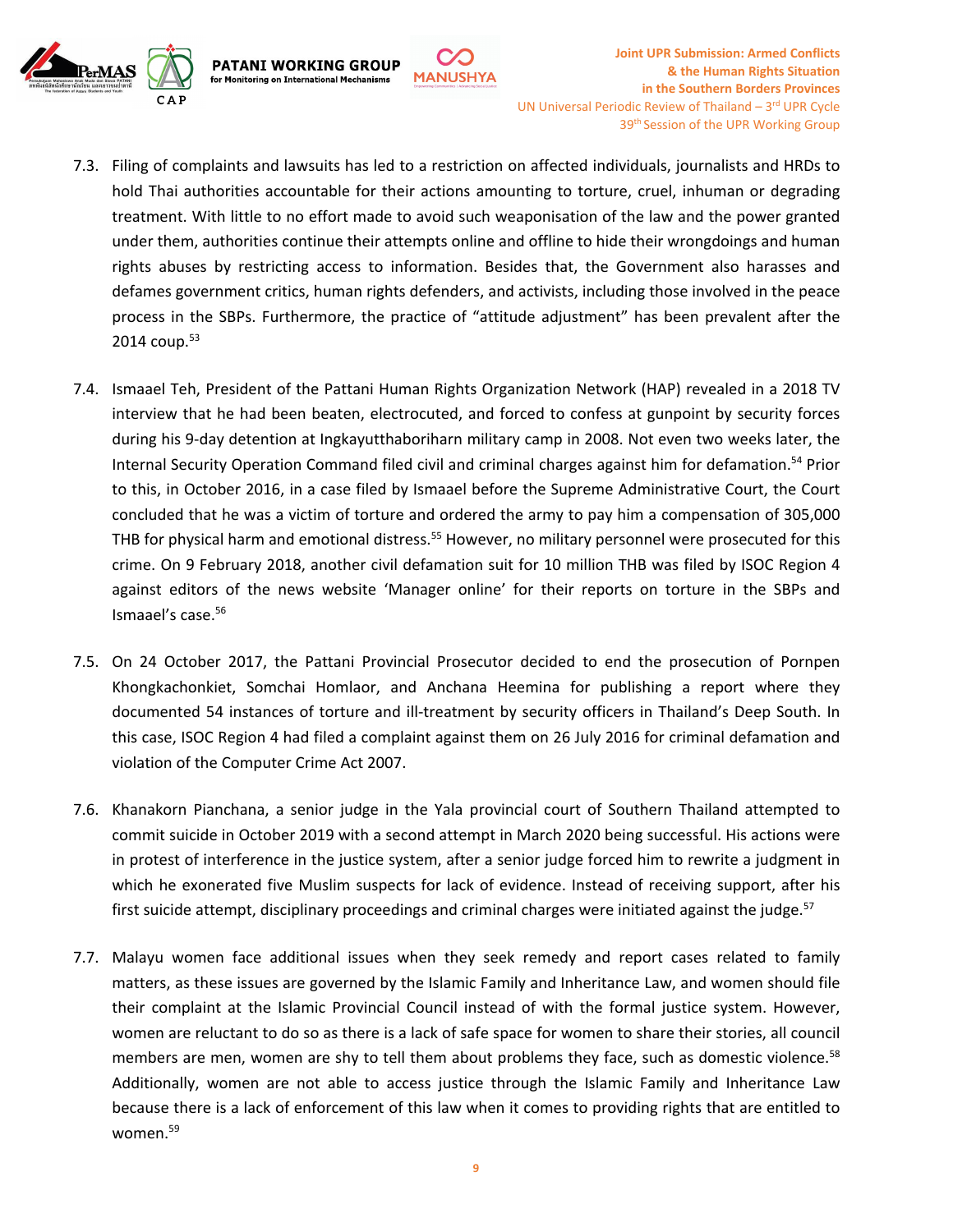7.3. Filing of complaints and lawsuits has led to a restriction on affected individuals, journalists and HRDs to hold Thai authorities accountable for their actions amounting to torture, cruel, inhuman or degrading treatment. With little to no effort made to avoid such weaponisation of the law and the power granted under them, authorities continue their attempts online and offline to hide their wrongdoings and human rights abuses by restricting access to information. Besides that, the Government also harasses and defames government critics, human rights defenders, and activists, including those involved in the peace process in the SBPs. Furthermore, the practice of "attitude adjustment" has been prevalent after the 2014 coup.[53]

7.4. Ismaael Teh, President of the Pattani Human Rights Organization Network (HAP) revealed in a 2018 TV interview that he had been beaten, electrocuted, and forced to confess at gunpoint by security forces during his 9-day detention at Ingkayutthaboriharn military camp in 2008. Not even two weeks later, the Internal Security Operation Command filed civil and criminal charges against him for defamation.[54] Prior to this, in October 2016, in a case filed by Ismaael before the Supreme Administrative Court, the Court concluded that he was a victim of torture and ordered the army to pay him a compensation of 305,000 THB for physical harm and emotional distress.[55] However, no military personnel were prosecuted for this crime. On 9 February 2018, another civil defamation suit for 10 million THB was filed by ISOC Region 4 against editors of the news website 'Manager online' for their reports on torture in the SBPs and Ismaael's case.[56]

7.5. On 24 October 2017, the Pattani Provincial Prosecutor decided to end the prosecution of Pornpen Khongkachonkiet, Somchai Homlaor, and Anchana Heemina for publishing a report where they documented 54 instances of torture and ill-treatment by security officers in Thailand's Deep South. In this case, ISOC Region 4 had filed a complaint against them on 26 July 2016 for criminal defamation and violation of the Computer Crime Act 2007.

7.6. Khanakorn Pianchana, a senior judge in the Yala provincial court of Southern Thailand attempted to commit suicide in October 2019 with a second attempt in March 2020 being successful. His actions were in protest of interference in the justice system, after a senior judge forced him to rewrite a judgment in which he exonerated five Muslim suspects for lack of evidence. Instead of receiving support, after his first suicide attempt, disciplinary proceedings and criminal charges were initiated against the judge.[57]

7.7. Malayu women face additional issues when they seek remedy and report cases related to family matters, as these issues are governed by the Islamic Family and Inheritance Law, and women should file their complaint at the Islamic Provincial Council instead of with the formal justice system. However, women are reluctant to do so as there is a lack of safe space for women to share their stories, all council members are men, women are shy to tell them about problems they face, such as domestic violence.[58] Additionally, women are not able to access justice through the Islamic Family and Inheritance Law because there is a lack of enforcement of this law when it comes to providing rights that are entitled to women.[59]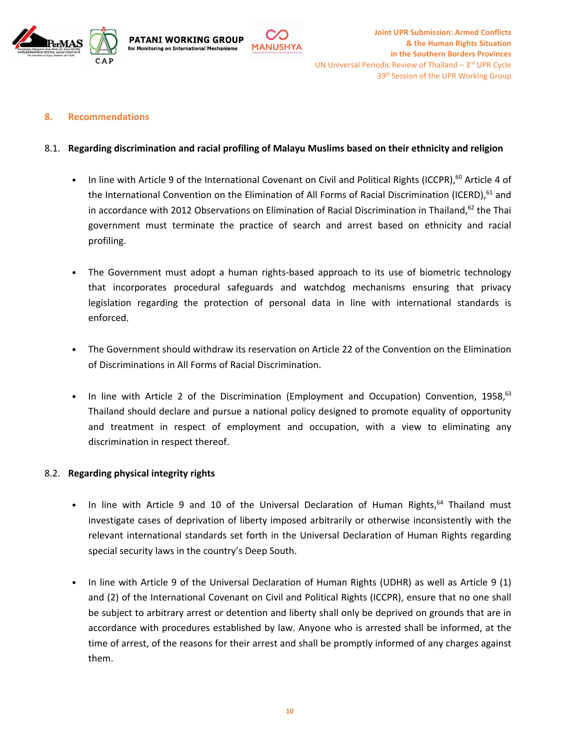## 8. Recommendations

### 8.1. Regarding discrimination and racial profiling of Malayu Muslims based on their ethnicity and religion

- In line with Article 9 of the International Covenant on Civil and Political Rights (ICCPR),[60] Article 4 of the International Convention on the Elimination of All Forms of Racial Discrimination (ICERD),[61] and in accordance with 2012 Observations on Elimination of Racial Discrimination in Thailand,[62] the Thai government must terminate the practice of search and arrest based on ethnicity and racial profiling.

- The Government must adopt a human rights-based approach to its use of biometric technology that incorporates procedural safeguards and watchdog mechanisms ensuring that privacy legislation regarding the protection of personal data in line with international standards is enforced.

- The Government should withdraw its reservation on Article 22 of the Convention on the Elimination of Discriminations in All Forms of Racial Discrimination.

- In line with Article 2 of the Discrimination (Employment and Occupation) Convention, 1958,[63] Thailand should declare and pursue a national policy designed to promote equality of opportunity and treatment in respect of employment and occupation, with a view to eliminating any discrimination in respect thereof.

### 8.2. Regarding physical integrity rights

- In line with Article 9 and 10 of the Universal Declaration of Human Rights,[64] Thailand must investigate cases of deprivation of liberty imposed arbitrarily or otherwise inconsistently with the relevant international standards set forth in the Universal Declaration of Human Rights regarding special security laws in the country's Deep South.

- In line with Article 9 of the Universal Declaration of Human Rights (UDHR) as well as Article 9 (1) and (2) of the International Covenant on Civil and Political Rights (ICCPR), ensure that no one shall be subject to arbitrary arrest or detention and liberty shall only be deprived on grounds that are in accordance with procedures established by law. Anyone who is arrested shall be informed, at the time of arrest, of the reasons for their arrest and shall be promptly informed of any charges against them.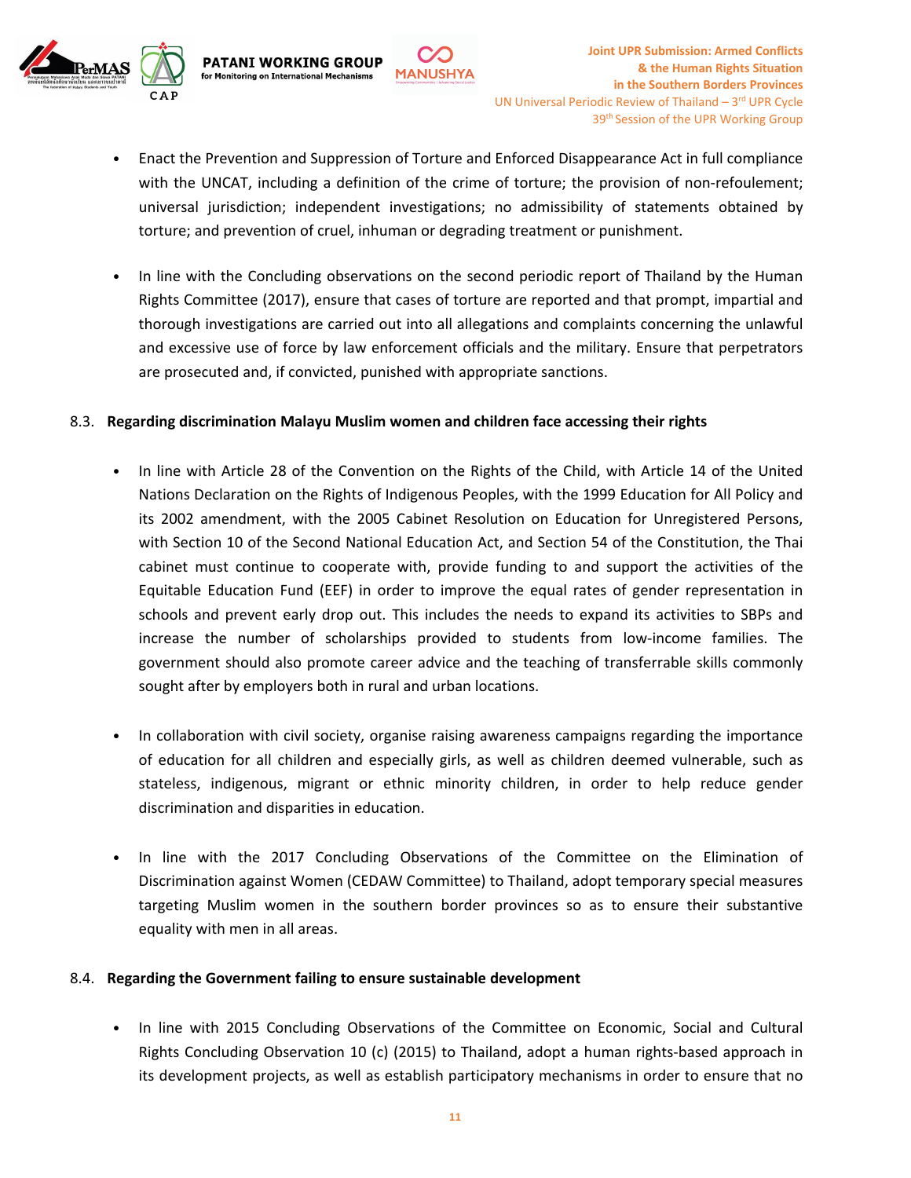- Enact the Prevention and Suppression of Torture and Enforced Disappearance Act in full compliance with the UNCAT, including a definition of the crime of torture; the provision of non-refoulement; universal jurisdiction; independent investigations; no admissibility of statements obtained by torture; and prevention of cruel, inhuman or degrading treatment or punishment.

- In line with the Concluding observations on the second periodic report of Thailand by the Human Rights Committee (2017), ensure that cases of torture are reported and that prompt, impartial and thorough investigations are carried out into all allegations and complaints concerning the unlawful and excessive use of force by law enforcement officials and the military. Ensure that perpetrators are prosecuted and, if convicted, punished with appropriate sanctions.

8.3. **Regarding discrimination Malayu Muslim women and children face accessing their rights**

- In line with Article 28 of the Convention on the Rights of the Child, with Article 14 of the United Nations Declaration on the Rights of Indigenous Peoples, with the 1999 Education for All Policy and its 2002 amendment, with the 2005 Cabinet Resolution on Education for Unregistered Persons, with Section 10 of the Second National Education Act, and Section 54 of the Constitution, the Thai cabinet must continue to cooperate with, provide funding to and support the activities of the Equitable Education Fund (EEF) in order to improve the equal rates of gender representation in schools and prevent early drop out. This includes the needs to expand its activities to SBPs and increase the number of scholarships provided to students from low-income families. The government should also promote career advice and the teaching of transferrable skills commonly sought after by employers both in rural and urban locations.

- In collaboration with civil society, organise raising awareness campaigns regarding the importance of education for all children and especially girls, as well as children deemed vulnerable, such as stateless, indigenous, migrant or ethnic minority children, in order to help reduce gender discrimination and disparities in education.

- In line with the 2017 Concluding Observations of the Committee on the Elimination of Discrimination against Women (CEDAW Committee) to Thailand, adopt temporary special measures targeting Muslim women in the southern border provinces so as to ensure their substantive equality with men in all areas.

8.4. **Regarding the Government failing to ensure sustainable development**

- In line with 2015 Concluding Observations of the Committee on Economic, Social and Cultural Rights Concluding Observation 10 (c) (2015) to Thailand, adopt a human rights-based approach in its development projects, as well as establish participatory mechanisms in order to ensure that no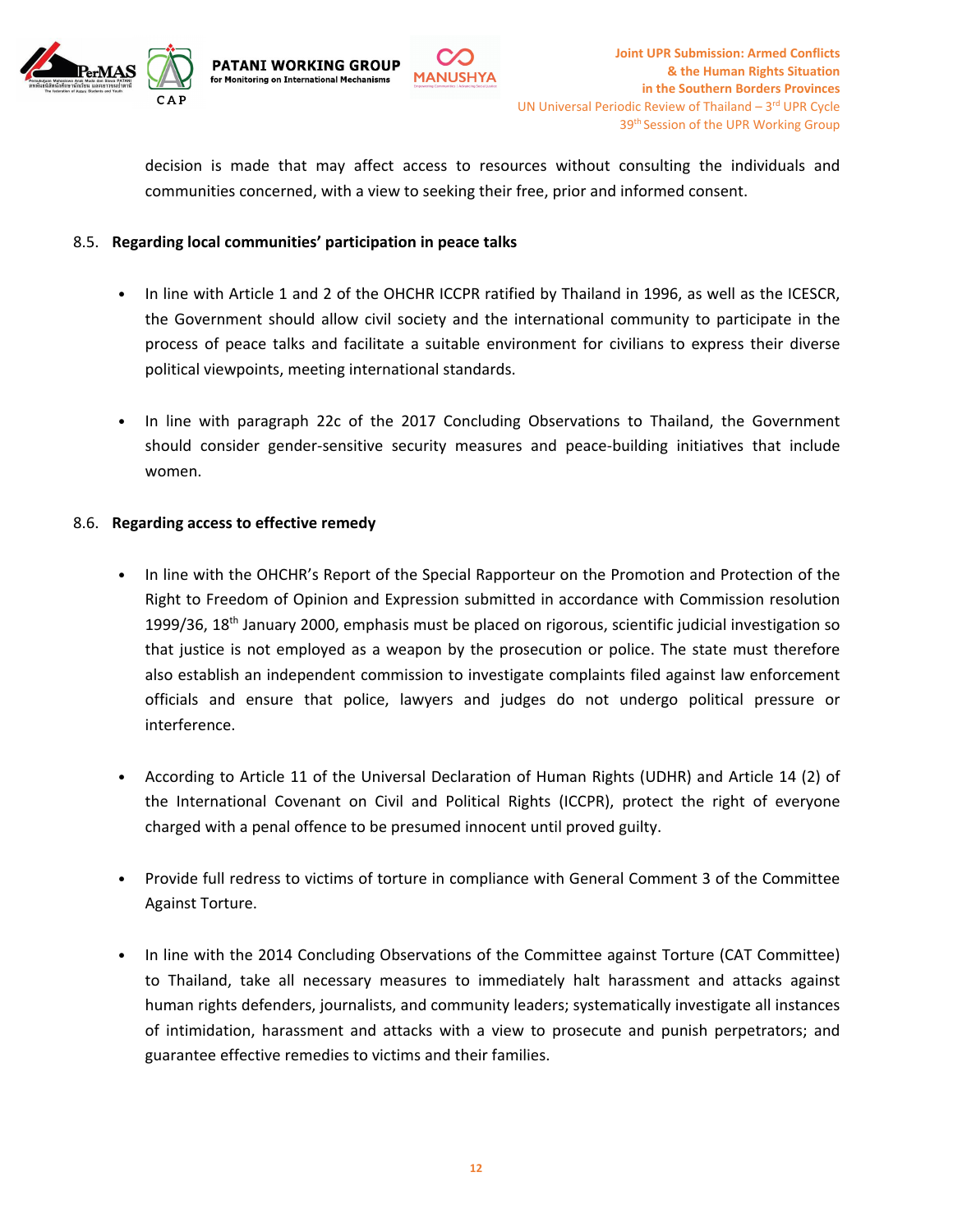decision is made that may affect access to resources without consulting the individuals and communities concerned, with a view to seeking their free, prior and informed consent.

8.5. **Regarding local communities' participation in peace talks**

- In line with Article 1 and 2 of the OHCHR ICCPR ratified by Thailand in 1996, as well as the ICESCR, the Government should allow civil society and the international community to participate in the process of peace talks and facilitate a suitable environment for civilians to express their diverse political viewpoints, meeting international standards.

- In line with paragraph 22c of the 2017 Concluding Observations to Thailand, the Government should consider gender-sensitive security measures and peace-building initiatives that include women.

8.6. **Regarding access to effective remedy**

- In line with the OHCHR's Report of the Special Rapporteur on the Promotion and Protection of the Right to Freedom of Opinion and Expression submitted in accordance with Commission resolution 1999/36, 18th January 2000, emphasis must be placed on rigorous, scientific judicial investigation so that justice is not employed as a weapon by the prosecution or police. The state must therefore also establish an independent commission to investigate complaints filed against law enforcement officials and ensure that police, lawyers and judges do not undergo political pressure or interference.

- According to Article 11 of the Universal Declaration of Human Rights (UDHR) and Article 14 (2) of the International Covenant on Civil and Political Rights (ICCPR), protect the right of everyone charged with a penal offence to be presumed innocent until proved guilty.

- Provide full redress to victims of torture in compliance with General Comment 3 of the Committee Against Torture.

- In line with the 2014 Concluding Observations of the Committee against Torture (CAT Committee) to Thailand, take all necessary measures to immediately halt harassment and attacks against human rights defenders, journalists, and community leaders; systematically investigate all instances of intimidation, harassment and attacks with a view to prosecute and punish perpetrators; and guarantee effective remedies to victims and their families.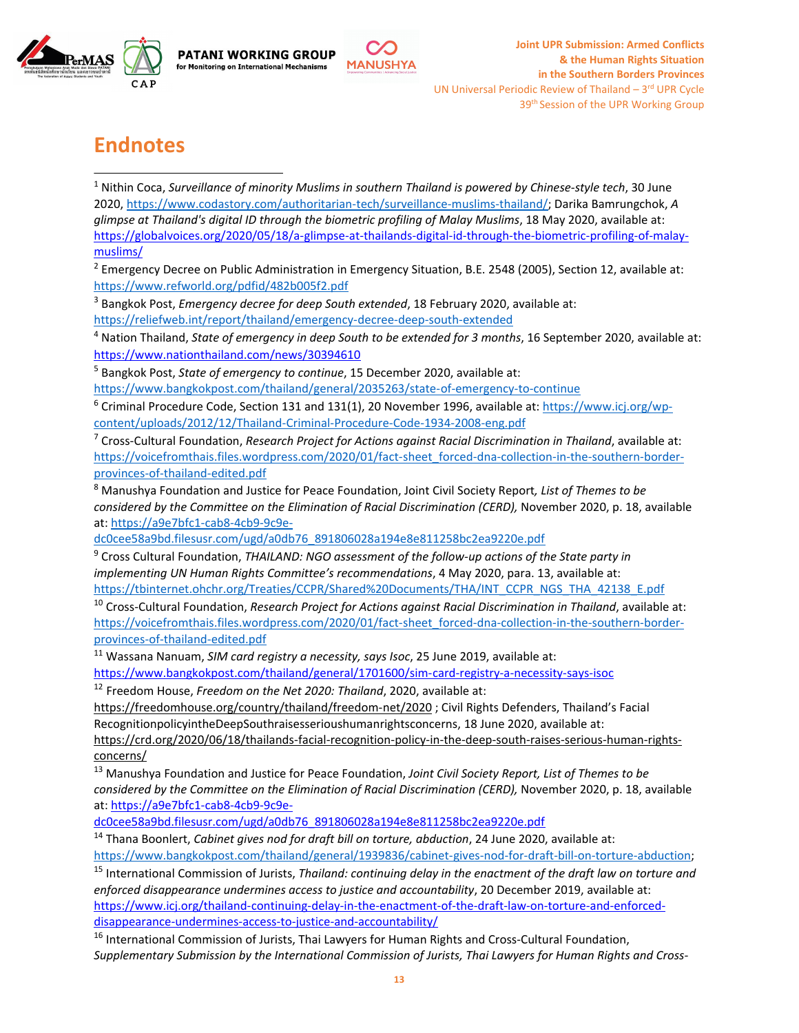# Endnotes

[1] Nithin Coca, *Surveillance of minority Muslims in southern Thailand is powered by Chinese-style tech*, 30 June 2020, https://www.codastory.com/authoritarian-tech/surveillance-muslims-thailand/; Darika Bamrungchok, *A glimpse at Thailand's digital ID through the biometric profiling of Malay Muslims*, 18 May 2020, available at: https://globalvoices.org/2020/05/18/a-glimpse-at-thailands-digital-id-through-the-biometric-profiling-of-malay-muslims/

[2] Emergency Decree on Public Administration in Emergency Situation, B.E. 2548 (2005), Section 12, available at: https://www.refworld.org/pdfid/482b005f2.pdf

[3] Bangkok Post, *Emergency decree for deep South extended*, 18 February 2020, available at: https://reliefweb.int/report/thailand/emergency-decree-deep-south-extended

[4] Nation Thailand, *State of emergency in deep South to be extended for 3 months*, 16 September 2020, available at: https://www.nationthailand.com/news/30394610

[5] Bangkok Post, *State of emergency to continue*, 15 December 2020, available at: https://www.bangkokpost.com/thailand/general/2035263/state-of-emergency-to-continue

[6] Criminal Procedure Code, Section 131 and 131(1), 20 November 1996, available at: https://www.icj.org/wp-content/uploads/2012/12/Thailand-Criminal-Procedure-Code-1934-2008-eng.pdf

[7] Cross-Cultural Foundation, *Research Project for Actions against Racial Discrimination in Thailand*, available at: https://voicefromthais.files.wordpress.com/2020/01/fact-sheet_forced-dna-collection-in-the-southern-border-provinces-of-thailand-edited.pdf

[8] Manushya Foundation and Justice for Peace Foundation, Joint Civil Society Report*, List of Themes to be considered by the Committee on the Elimination of Racial Discrimination (CERD),* November 2020, p. 18, available at: https://a9e7bfc1-cab8-4cb9-9c9e-dc0cee58a9bd.filesusr.com/ugd/a0db76_891806028a194e8e811258bc2ea9220e.pdf

[9] Cross Cultural Foundation, *THAILAND: NGO assessment of the follow-up actions of the State party in implementing UN Human Rights Committee's recommendations*, 4 May 2020, para. 13, available at: https://tbinternet.ohchr.org/Treaties/CCPR/Shared%20Documents/THA/INT_CCPR_NGS_THA_42138_E.pdf

[10] Cross-Cultural Foundation, *Research Project for Actions against Racial Discrimination in Thailand*, available at: https://voicefromthais.files.wordpress.com/2020/01/fact-sheet_forced-dna-collection-in-the-southern-border-provinces-of-thailand-edited.pdf

[11] Wassana Nanuam, *SIM card registry a necessity, says Isoc*, 25 June 2019, available at: https://www.bangkokpost.com/thailand/general/1701600/sim-card-registry-a-necessity-says-isoc

[12] Freedom House, *Freedom on the Net 2020: Thailand*, 2020, available at: https://freedomhouse.org/country/thailand/freedom-net/2020 ; Civil Rights Defenders, Thailand's Facial RecognitionpolicyintheDeepSouthraisesserioushumanrightsconcerns, 18 June 2020, available at: https://crd.org/2020/06/18/thailands-facial-recognition-policy-in-the-deep-south-raises-serious-human-rights-concerns/

[13] Manushya Foundation and Justice for Peace Foundation, *Joint Civil Society Report, List of Themes to be considered by the Committee on the Elimination of Racial Discrimination (CERD),* November 2020, p. 18, available at: https://a9e7bfc1-cab8-4cb9-9c9e-dc0cee58a9bd.filesusr.com/ugd/a0db76_891806028a194e8e811258bc2ea9220e.pdf

[14] Thana Boonlert, *Cabinet gives nod for draft bill on torture, abduction*, 24 June 2020, available at: https://www.bangkokpost.com/thailand/general/1939836/cabinet-gives-nod-for-draft-bill-on-torture-abduction;

[15] International Commission of Jurists, *Thailand: continuing delay in the enactment of the draft law on torture and enforced disappearance undermines access to justice and accountability*, 20 December 2019, available at: https://www.icj.org/thailand-continuing-delay-in-the-enactment-of-the-draft-law-on-torture-and-enforced-disappearance-undermines-access-to-justice-and-accountability/

[16] International Commission of Jurists, Thai Lawyers for Human Rights and Cross-Cultural Foundation, *Supplementary Submission by the International Commission of Jurists, Thai Lawyers for Human Rights and Cross-*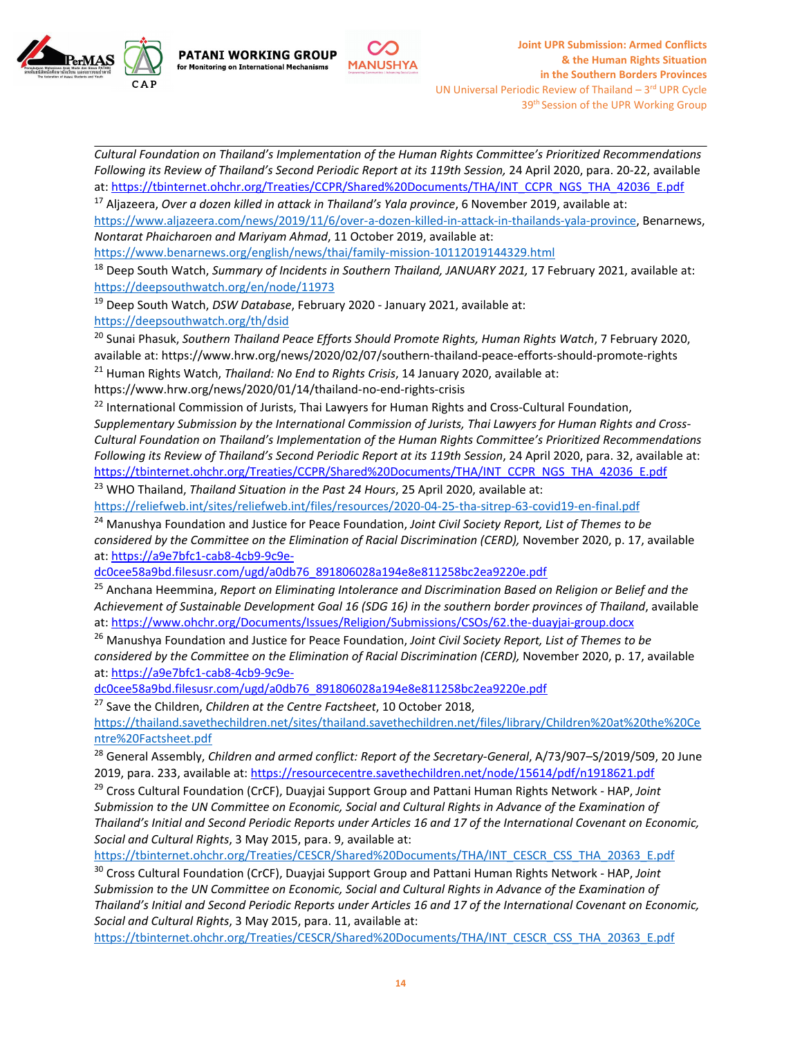Cultural Foundation on Thailand's Implementation of the Human Rights Committee's Prioritized Recommendations Following its Review of Thailand's Second Periodic Report at its 119th Session*, 24 April 2020, para. 20-22, available at: https://tbinternet.ohchr.org/Treaties/CCPR/Shared%20Documents/THA/INT_CCPR_NGS_THA_42036_E.pdf

[17] Aljazeera, *Over a dozen killed in attack in Thailand's Yala province*, 6 November 2019, available at: https://www.aljazeera.com/news/2019/11/6/over-a-dozen-killed-in-attack-in-thailands-yala-province, Benarnews, *Nontarat Phaicharoen and Mariyam Ahmad*, 11 October 2019, available at: https://www.benarnews.org/english/news/thai/family-mission-10112019144329.html

[18] Deep South Watch, *Summary of Incidents in Southern Thailand, JANUARY 2021,* 17 February 2021, available at: https://deepsouthwatch.org/en/node/11973

[19] Deep South Watch, *DSW Database*, February 2020 - January 2021, available at: https://deepsouthwatch.org/th/dsid

[20] Sunai Phasuk, *Southern Thailand Peace Efforts Should Promote Rights, Human Rights Watch*, 7 February 2020, available at: https://www.hrw.org/news/2020/02/07/southern-thailand-peace-efforts-should-promote-rights

[21] Human Rights Watch, *Thailand: No End to Rights Crisis*, 14 January 2020, available at: https://www.hrw.org/news/2020/01/14/thailand-no-end-rights-crisis

[22] International Commission of Jurists, Thai Lawyers for Human Rights and Cross-Cultural Foundation, *Supplementary Submission by the International Commission of Jurists, Thai Lawyers for Human Rights and Cross-Cultural Foundation on Thailand's Implementation of the Human Rights Committee's Prioritized Recommendations Following its Review of Thailand's Second Periodic Report at its 119th Session*, 24 April 2020, para. 32, available at: https://tbinternet.ohchr.org/Treaties/CCPR/Shared%20Documents/THA/INT_CCPR_NGS_THA_42036_E.pdf

[23] WHO Thailand, *Thailand Situation in the Past 24 Hours*, 25 April 2020, available at: https://reliefweb.int/sites/reliefweb.int/files/resources/2020-04-25-tha-sitrep-63-covid19-en-final.pdf

[24] Manushya Foundation and Justice for Peace Foundation, *Joint Civil Society Report, List of Themes to be considered by the Committee on the Elimination of Racial Discrimination (CERD),* November 2020, p. 17, available at: https://a9e7bfc1-cab8-4cb9-9c9e-dc0cee58a9bd.filesusr.com/ugd/a0db76_891806028a194e8e811258bc2ea9220e.pdf

[25] Anchana Heemmina, *Report on Eliminating Intolerance and Discrimination Based on Religion or Belief and the Achievement of Sustainable Development Goal 16 (SDG 16) in the southern border provinces of Thailand*, available at: https://www.ohchr.org/Documents/Issues/Religion/Submissions/CSOs/62.the-duayjai-group.docx

[26] Manushya Foundation and Justice for Peace Foundation, *Joint Civil Society Report, List of Themes to be considered by the Committee on the Elimination of Racial Discrimination (CERD),* November 2020, p. 17, available at: https://a9e7bfc1-cab8-4cb9-9c9e-dc0cee58a9bd.filesusr.com/ugd/a0db76_891806028a194e8e811258bc2ea9220e.pdf

[27] Save the Children, *Children at the Centre Factsheet*, 10 October 2018, https://thailand.savethechildren.net/sites/thailand.savethechildren.net/files/library/Children%20at%20the%20Centre%20Factsheet.pdf

[28] General Assembly, *Children and armed conflict: Report of the Secretary-General*, A/73/907–S/2019/509, 20 June 2019, para. 233, available at: https://resourcecentre.savethechildren.net/node/15614/pdf/n1918621.pdf

[29] Cross Cultural Foundation (CrCF), Duayjai Support Group and Pattani Human Rights Network - HAP, *Joint Submission to the UN Committee on Economic, Social and Cultural Rights in Advance of the Examination of Thailand's Initial and Second Periodic Reports under Articles 16 and 17 of the International Covenant on Economic, Social and Cultural Rights*, 3 May 2015, para. 9, available at: https://tbinternet.ohchr.org/Treaties/CESCR/Shared%20Documents/THA/INT_CESCR_CSS_THA_20363_E.pdf

[30] Cross Cultural Foundation (CrCF), Duayjai Support Group and Pattani Human Rights Network - HAP, *Joint Submission to the UN Committee on Economic, Social and Cultural Rights in Advance of the Examination of Thailand's Initial and Second Periodic Reports under Articles 16 and 17 of the International Covenant on Economic, Social and Cultural Rights*, 3 May 2015, para. 11, available at: https://tbinternet.ohchr.org/Treaties/CESCR/Shared%20Documents/THA/INT_CESCR_CSS_THA_20363_E.pdf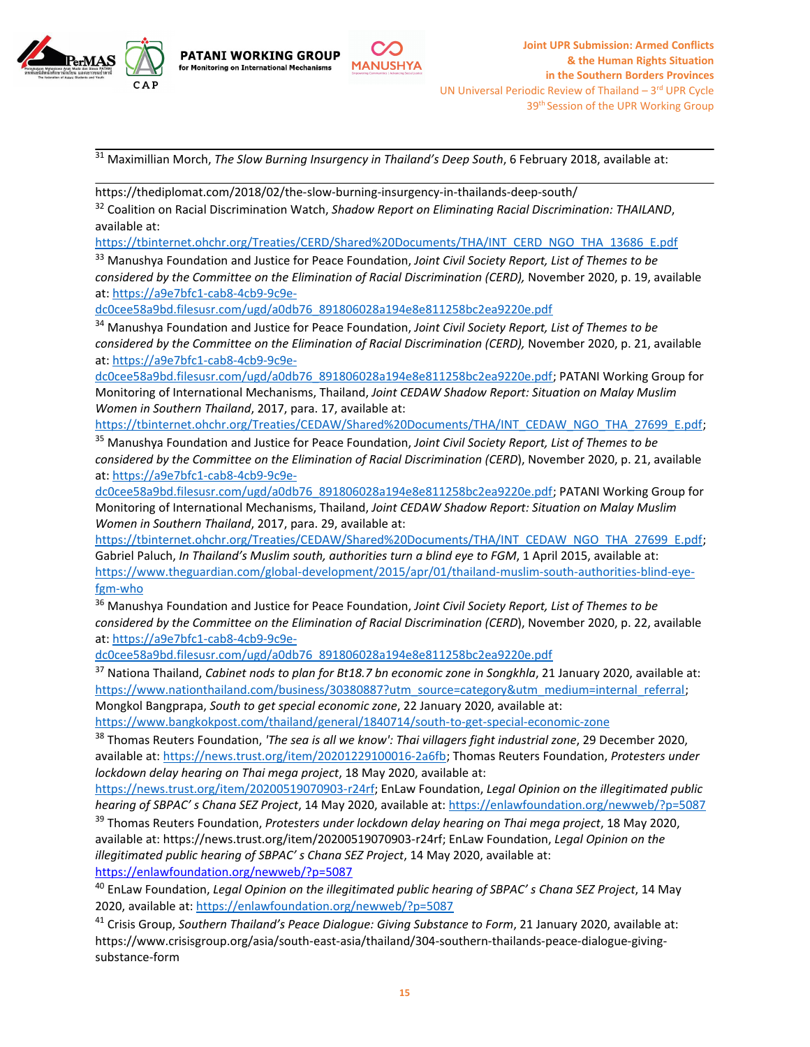[31] Maximillian Morch, *The Slow Burning Insurgency in Thailand's Deep South*, 6 February 2018, available at: https://thediplomat.com/2018/02/the-slow-burning-insurgency-in-thailands-deep-south/

[32] Coalition on Racial Discrimination Watch, *Shadow Report on Eliminating Racial Discrimination: THAILAND*, available at: https://tbinternet.ohchr.org/Treaties/CERD/Shared%20Documents/THA/INT_CERD_NGO_THA_13686_E.pdf

[33] Manushya Foundation and Justice for Peace Foundation, *Joint Civil Society Report, List of Themes to be considered by the Committee on the Elimination of Racial Discrimination (CERD),* November 2020, p. 19, available at: https://a9e7bfc1-cab8-4cb9-9c9e-dc0cee58a9bd.filesusr.com/ugd/a0db76_891806028a194e8e811258bc2ea9220e.pdf

[34] Manushya Foundation and Justice for Peace Foundation, *Joint Civil Society Report, List of Themes to be considered by the Committee on the Elimination of Racial Discrimination (CERD),* November 2020, p. 21, available at: https://a9e7bfc1-cab8-4cb9-9c9e-dc0cee58a9bd.filesusr.com/ugd/a0db76_891806028a194e8e811258bc2ea9220e.pdf; PATANI Working Group for Monitoring of International Mechanisms, Thailand, *Joint CEDAW Shadow Report: Situation on Malay Muslim Women in Southern Thailand*, 2017, para. 17, available at: https://tbinternet.ohchr.org/Treaties/CEDAW/Shared%20Documents/THA/INT_CEDAW_NGO_THA_27699_E.pdf;

[35] Manushya Foundation and Justice for Peace Foundation, *Joint Civil Society Report, List of Themes to be considered by the Committee on the Elimination of Racial Discrimination (CERD)*, November 2020, p. 21, available at: https://a9e7bfc1-cab8-4cb9-9c9e-dc0cee58a9bd.filesusr.com/ugd/a0db76_891806028a194e8e811258bc2ea9220e.pdf; PATANI Working Group for Monitoring of International Mechanisms, Thailand, *Joint CEDAW Shadow Report: Situation on Malay Muslim Women in Southern Thailand*, 2017, para. 29, available at: https://tbinternet.ohchr.org/Treaties/CEDAW/Shared%20Documents/THA/INT_CEDAW_NGO_THA_27699_E.pdf; Gabriel Paluch, *In Thailand's Muslim south, authorities turn a blind eye to FGM*, 1 April 2015, available at: https://www.theguardian.com/global-development/2015/apr/01/thailand-muslim-south-authorities-blind-eye-fgm-who

[36] Manushya Foundation and Justice for Peace Foundation, *Joint Civil Society Report, List of Themes to be considered by the Committee on the Elimination of Racial Discrimination (CERD)*, November 2020, p. 22, available at: https://a9e7bfc1-cab8-4cb9-9c9e-dc0cee58a9bd.filesusr.com/ugd/a0db76_891806028a194e8e811258bc2ea9220e.pdf

[37] Nationa Thailand, *Cabinet nods to plan for Bt18.7 bn economic zone in Songkhla*, 21 January 2020, available at: https://www.nationthailand.com/business/30380887?utm_source=category&utm_medium=internal_referral; Mongkol Bangprapa, *South to get special economic zone*, 22 January 2020, available at: https://www.bangkokpost.com/thailand/general/1840714/south-to-get-special-economic-zone

[38] Thomas Reuters Foundation, *'The sea is all we know': Thai villagers fight industrial zone*, 29 December 2020, available at: https://news.trust.org/item/20201229100016-2a6fb; Thomas Reuters Foundation, *Protesters under lockdown delay hearing on Thai mega project*, 18 May 2020, available at: https://news.trust.org/item/20200519070903-r24rf; EnLaw Foundation, *Legal Opinion on the illegitimated public hearing of SBPAC' s Chana SEZ Project*, 14 May 2020, available at: https://enlawfoundation.org/newweb/?p=5087

[39] Thomas Reuters Foundation, *Protesters under lockdown delay hearing on Thai mega project*, 18 May 2020, available at: https://news.trust.org/item/20200519070903-r24rf; EnLaw Foundation, *Legal Opinion on the illegitimated public hearing of SBPAC' s Chana SEZ Project*, 14 May 2020, available at: https://enlawfoundation.org/newweb/?p=5087

[40] EnLaw Foundation, *Legal Opinion on the illegitimated public hearing of SBPAC' s Chana SEZ Project*, 14 May 2020, available at: https://enlawfoundation.org/newweb/?p=5087

[41] Crisis Group, *Southern Thailand's Peace Dialogue: Giving Substance to Form*, 21 January 2020, available at: https://www.crisisgroup.org/asia/south-east-asia/thailand/304-southern-thailands-peace-dialogue-giving-substance-form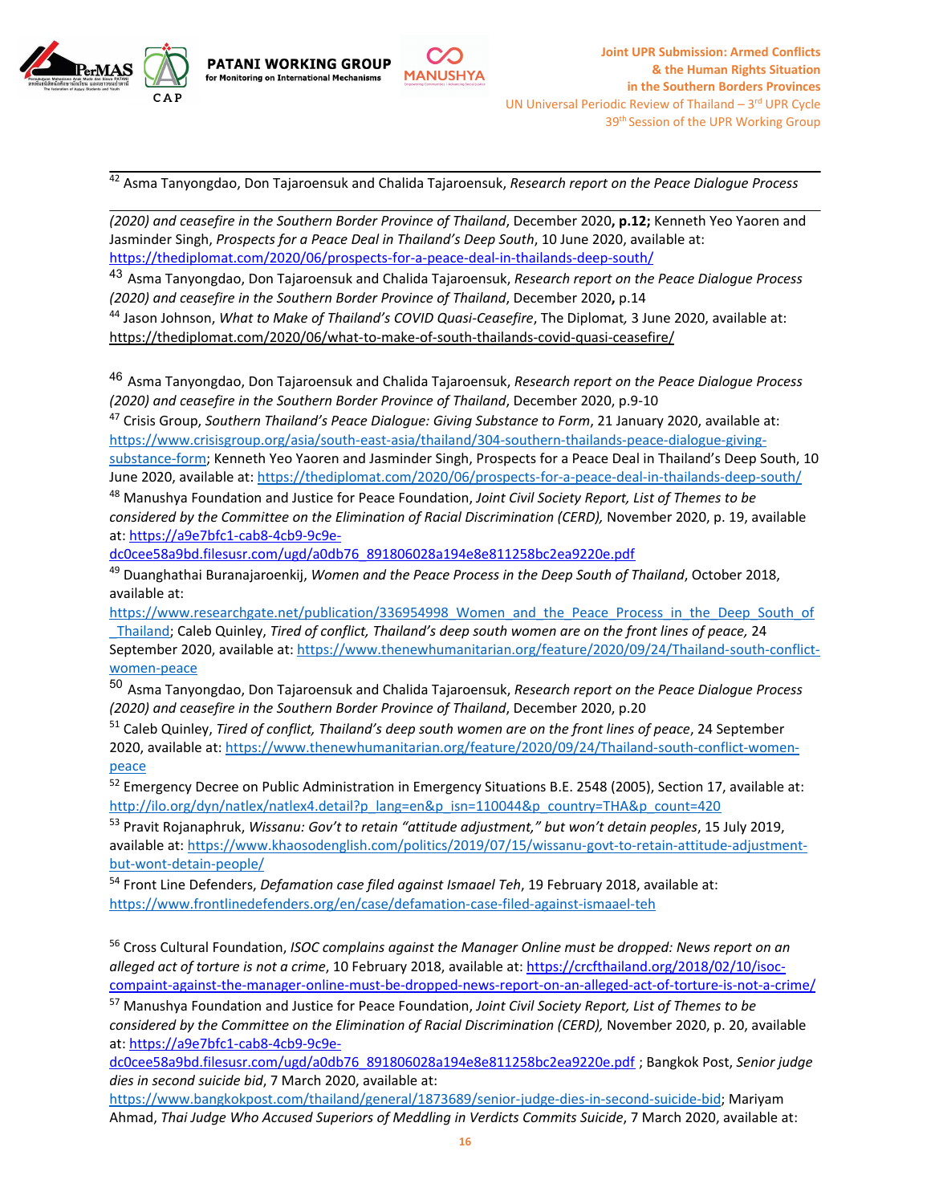[42] Asma Tanyongdao, Don Tajaroensuk and Chalida Tajaroensuk, *Research report on the Peace Dialogue Process (2020) and ceasefire in the Southern Border Province of Thailand*, December 2020**, p.12;** Kenneth Yeo Yaoren and Jasminder Singh, *Prospects for a Peace Deal in Thailand's Deep South*, 10 June 2020, available at: https://thediplomat.com/2020/06/prospects-for-a-peace-deal-in-thailands-deep-south/

[43] Asma Tanyongdao, Don Tajaroensuk and Chalida Tajaroensuk, *Research report on the Peace Dialogue Process (2020) and ceasefire in the Southern Border Province of Thailand*, December 2020**,** p.14

[44] Jason Johnson, *What to Make of Thailand's COVID Quasi-Ceasefire*, The Diplomat*,* 3 June 2020, available at: https://thediplomat.com/2020/06/what-to-make-of-south-thailands-covid-quasi-ceasefire/

[46] Asma Tanyongdao, Don Tajaroensuk and Chalida Tajaroensuk, *Research report on the Peace Dialogue Process (2020) and ceasefire in the Southern Border Province of Thailand*, December 2020, p.9-10

[47] Crisis Group, *Southern Thailand's Peace Dialogue: Giving Substance to Form*, 21 January 2020, available at: https://www.crisisgroup.org/asia/south-east-asia/thailand/304-southern-thailands-peace-dialogue-giving-substance-form; Kenneth Yeo Yaoren and Jasminder Singh, Prospects for a Peace Deal in Thailand's Deep South, 10 June 2020, available at: https://thediplomat.com/2020/06/prospects-for-a-peace-deal-in-thailands-deep-south/

[48] Manushya Foundation and Justice for Peace Foundation, *Joint Civil Society Report, List of Themes to be considered by the Committee on the Elimination of Racial Discrimination (CERD),* November 2020, p. 19, available at: https://a9e7bfc1-cab8-4cb9-9c9e-dc0cee58a9bd.filesusr.com/ugd/a0db76_891806028a194e8e811258bc2ea9220e.pdf

[49] Duanghathai Buranajaroenkij, *Women and the Peace Process in the Deep South of Thailand*, October 2018, available at: https://www.researchgate.net/publication/336954998_Women_and_the_Peace_Process_in_the_Deep_South_of_Thailand; Caleb Quinley, *Tired of conflict, Thailand's deep south women are on the front lines of peace,* 24 September 2020, available at: https://www.thenewhumanitarian.org/feature/2020/09/24/Thailand-south-conflict-women-peace

[50] Asma Tanyongdao, Don Tajaroensuk and Chalida Tajaroensuk, *Research report on the Peace Dialogue Process (2020) and ceasefire in the Southern Border Province of Thailand*, December 2020, p.20

[51] Caleb Quinley, *Tired of conflict, Thailand's deep south women are on the front lines of peace*, 24 September 2020, available at: https://www.thenewhumanitarian.org/feature/2020/09/24/Thailand-south-conflict-women-peace

[52] Emergency Decree on Public Administration in Emergency Situations B.E. 2548 (2005), Section 17, available at: http://ilo.org/dyn/natlex/natlex4.detail?p_lang=en&p_isn=110044&p_country=THA&p_count=420

[53] Pravit Rojanaphruk, *Wissanu: Gov't to retain "attitude adjustment," but won't detain peoples*, 15 July 2019, available at: https://www.khaosodenglish.com/politics/2019/07/15/wissanu-govt-to-retain-attitude-adjustment-but-wont-detain-people/

[54] Front Line Defenders, *Defamation case filed against Ismaael Teh*, 19 February 2018, available at: https://www.frontlinedefenders.org/en/case/defamation-case-filed-against-ismaael-teh

[56] Cross Cultural Foundation, *ISOC complains against the Manager Online must be dropped: News report on an alleged act of torture is not a crime*, 10 February 2018, available at: https://crcfthailand.org/2018/02/10/isoc-compaint-against-the-manager-online-must-be-dropped-news-report-on-an-alleged-act-of-torture-is-not-a-crime/

[57] Manushya Foundation and Justice for Peace Foundation, *Joint Civil Society Report, List of Themes to be considered by the Committee on the Elimination of Racial Discrimination (CERD),* November 2020, p. 20, available at: https://a9e7bfc1-cab8-4cb9-9c9e-dc0cee58a9bd.filesusr.com/ugd/a0db76_891806028a194e8e811258bc2ea9220e.pdf ; Bangkok Post, *Senior judge dies in second suicide bid*, 7 March 2020, available at: https://www.bangkokpost.com/thailand/general/1873689/senior-judge-dies-in-second-suicide-bid; Mariyam Ahmad, *Thai Judge Who Accused Superiors of Meddling in Verdicts Commits Suicide*, 7 March 2020, available at: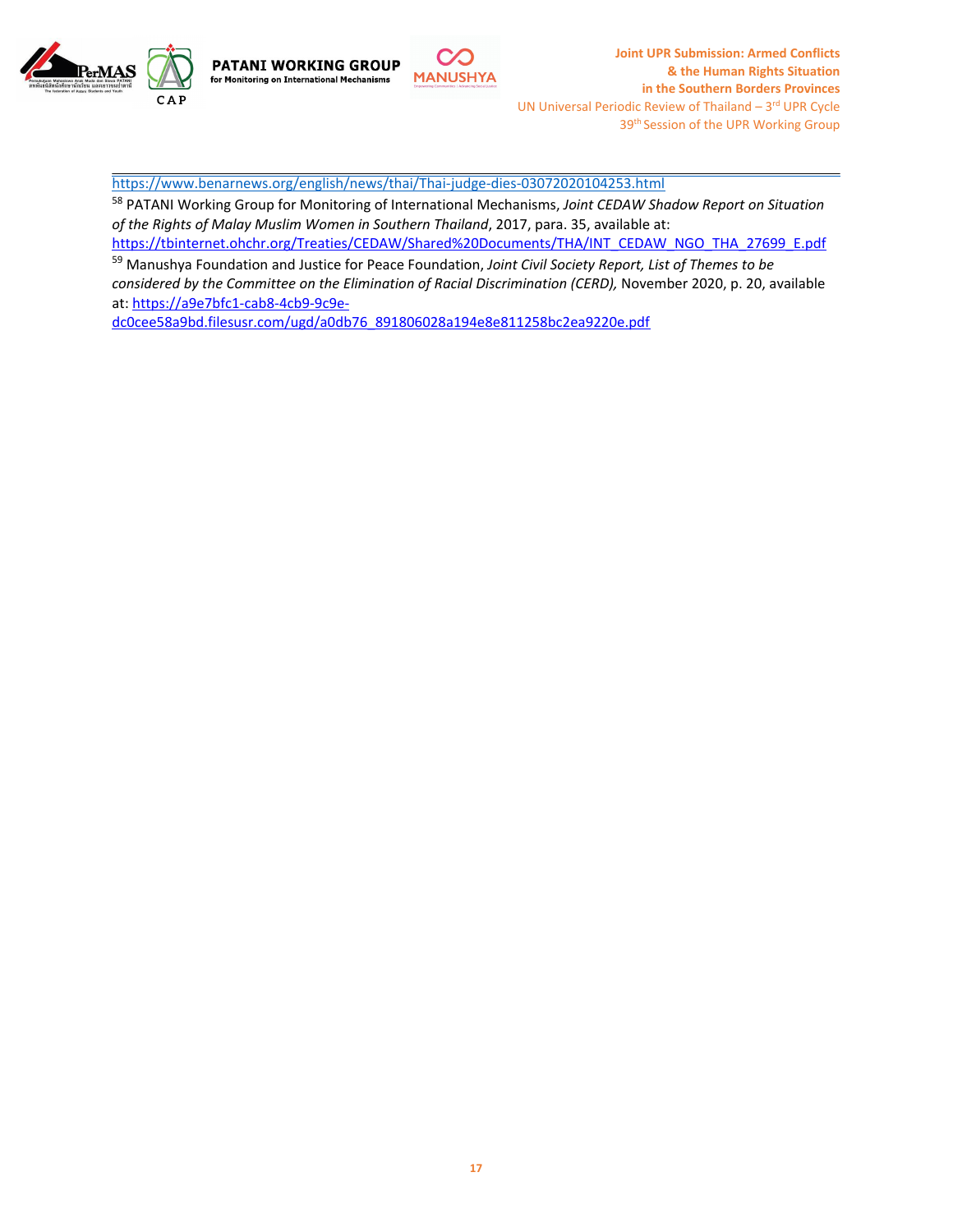https://www.benarnews.org/english/news/thai/Thai-judge-dies-03072020104253.html

[58] PATANI Working Group for Monitoring of International Mechanisms, *Joint CEDAW Shadow Report on Situation of the Rights of Malay Muslim Women in Southern Thailand*, 2017, para. 35, available at: https://tbinternet.ohchr.org/Treaties/CEDAW/Shared%20Documents/THA/INT_CEDAW_NGO_THA_27699_E.pdf

[59] Manushya Foundation and Justice for Peace Foundation, *Joint Civil Society Report, List of Themes to be considered by the Committee on the Elimination of Racial Discrimination (CERD),* November 2020, p. 20, available at: https://a9e7bfc1-cab8-4cb9-9c9e-dc0cee58a9bd.filesusr.com/ugd/a0db76_891806028a194e8e811258bc2ea9220e.pdf